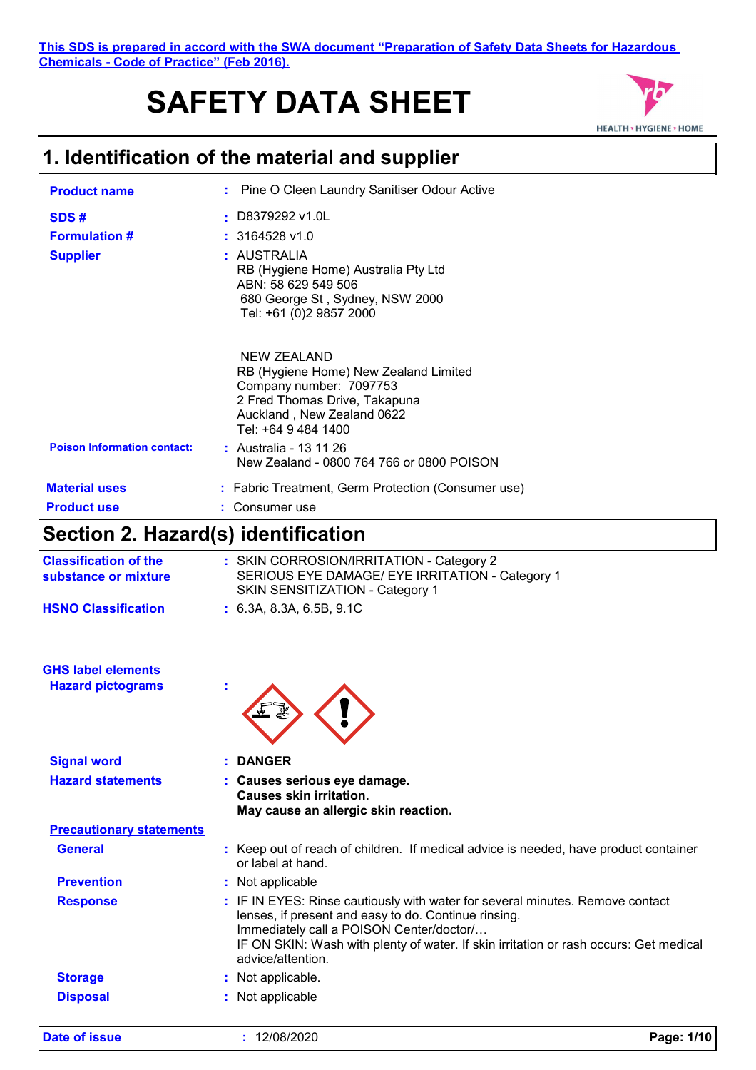This SDS is prepared in accord with the SWA document "Preparation of Safety Data Sheets for Hazardous Chemicals - Code of Practice" (Feb 2016).

# SAFETY DATA SHEET

HEALTH • HYGIENE • HOME

## 1. Identification of the material and supplier

**Product name** : Pine O Cleen Laundry Sanitiser Odour Active

**SDS #** : D8379292 v1.0L

**Formulation #** : 3164528 v1.0

**Supplier** : AUSTRALIA
RB (Hygiene Home) Australia Pty Ltd
ABN: 58 629 549 506
680 George St , Sydney, NSW 2000
Tel: +61 (0)2 9857 2000

NEW ZEALAND
RB (Hygiene Home) New Zealand Limited
Company number: 7097753
2 Fred Thomas Drive, Takapuna
Auckland , New Zealand 0622
Tel: +64 9 484 1400

**Poison Information contact:** : Australia - 13 11 26
New Zealand - 0800 764 766 or 0800 POISON

**Material uses** : Fabric Treatment, Germ Protection (Consumer use)

**Product use** : Consumer use

## Section 2. Hazard(s) identification

**Classification of the substance or mixture** : SKIN CORROSION/IRRITATION - Category 2
SERIOUS EYE DAMAGE/ EYE IRRITATION - Category 1
SKIN SENSITIZATION - Category 1

**HSNO Classification** : 6.3A, 8.3A, 6.5B, 9.1C

**GHS label elements**

**Hazard pictograms** :

**Signal word** : **DANGER**

**Hazard statements** : **Causes serious eye damage.**
**Causes skin irritation.**
**May cause an allergic skin reaction.**

**Precautionary statements**

**General** : Keep out of reach of children. If medical advice is needed, have product container or label at hand.

**Prevention** : Not applicable

**Response** : IF IN EYES: Rinse cautiously with water for several minutes. Remove contact lenses, if present and easy to do. Continue rinsing.
Immediately call a POISON Center/doctor/…
IF ON SKIN: Wash with plenty of water. If skin irritation or rash occurs: Get medical advice/attention.

**Storage** : Not applicable.

**Disposal** : Not applicable

**Date of issue** : 12/08/2020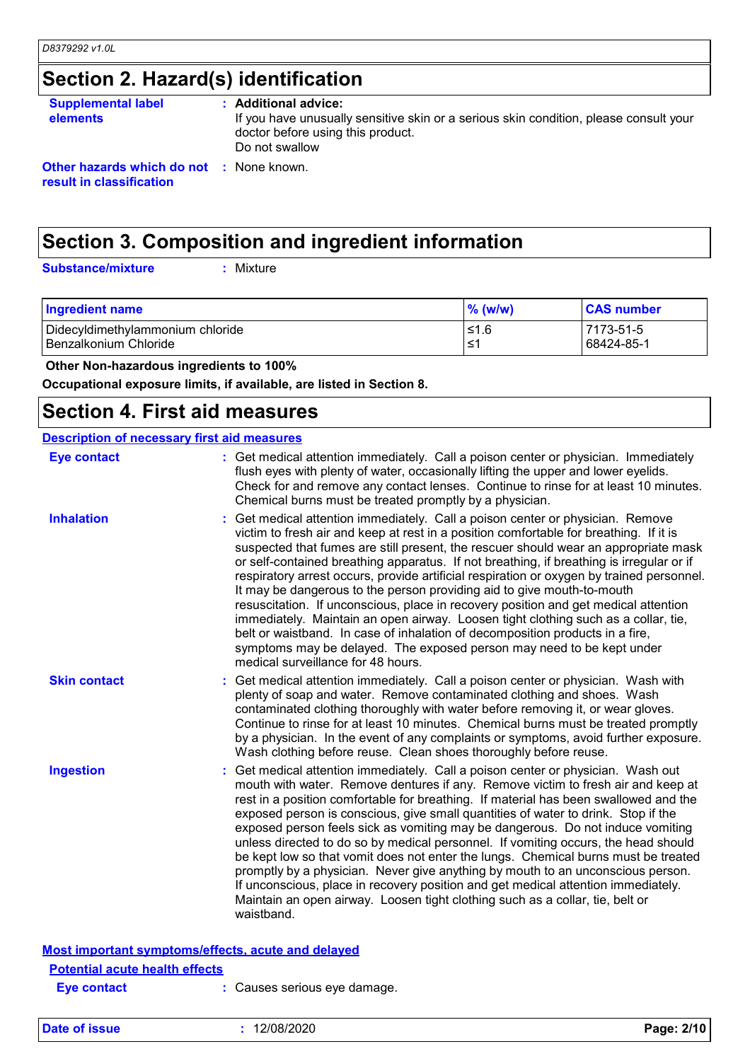## Section 2. Hazard(s) identification

**Supplemental label elements** : **Additional advice:**
If you have unusually sensitive skin or a serious skin condition, please consult your doctor before using this product.
Do not swallow

**Other hazards which do not result in classification** : None known.

## Section 3. Composition and ingredient information

**Substance/mixture** : Mixture

| Ingredient name | % (w/w) | CAS number |
|---|---|---|
| Didecyldimethylammonium chloride | ≤1.6 | 7173-51-5 |
| Benzalkonium Chloride | ≤1 | 68424-85-1 |

**Other Non-hazardous ingredients to 100%**

**Occupational exposure limits, if available, are listed in Section 8.**

## Section 4. First aid measures

**Description of necessary first aid measures**

**Eye contact** : Get medical attention immediately. Call a poison center or physician. Immediately flush eyes with plenty of water, occasionally lifting the upper and lower eyelids. Check for and remove any contact lenses. Continue to rinse for at least 10 minutes. Chemical burns must be treated promptly by a physician.

**Inhalation** : Get medical attention immediately. Call a poison center or physician. Remove victim to fresh air and keep at rest in a position comfortable for breathing. If it is suspected that fumes are still present, the rescuer should wear an appropriate mask or self-contained breathing apparatus. If not breathing, if breathing is irregular or if respiratory arrest occurs, provide artificial respiration or oxygen by trained personnel. It may be dangerous to the person providing aid to give mouth-to-mouth resuscitation. If unconscious, place in recovery position and get medical attention immediately. Maintain an open airway. Loosen tight clothing such as a collar, tie, belt or waistband. In case of inhalation of decomposition products in a fire, symptoms may be delayed. The exposed person may need to be kept under medical surveillance for 48 hours.

**Skin contact** : Get medical attention immediately. Call a poison center or physician. Wash with plenty of soap and water. Remove contaminated clothing and shoes. Wash contaminated clothing thoroughly with water before removing it, or wear gloves. Continue to rinse for at least 10 minutes. Chemical burns must be treated promptly by a physician. In the event of any complaints or symptoms, avoid further exposure. Wash clothing before reuse. Clean shoes thoroughly before reuse.

**Ingestion** : Get medical attention immediately. Call a poison center or physician. Wash out mouth with water. Remove dentures if any. Remove victim to fresh air and keep at rest in a position comfortable for breathing. If material has been swallowed and the exposed person is conscious, give small quantities of water to drink. Stop if the exposed person feels sick as vomiting may be dangerous. Do not induce vomiting unless directed to do so by medical personnel. If vomiting occurs, the head should be kept low so that vomit does not enter the lungs. Chemical burns must be treated promptly by a physician. Never give anything by mouth to an unconscious person. If unconscious, place in recovery position and get medical attention immediately. Maintain an open airway. Loosen tight clothing such as a collar, tie, belt or waistband.

**Most important symptoms/effects, acute and delayed**

**Potential acute health effects**

**Eye contact** : Causes serious eye damage.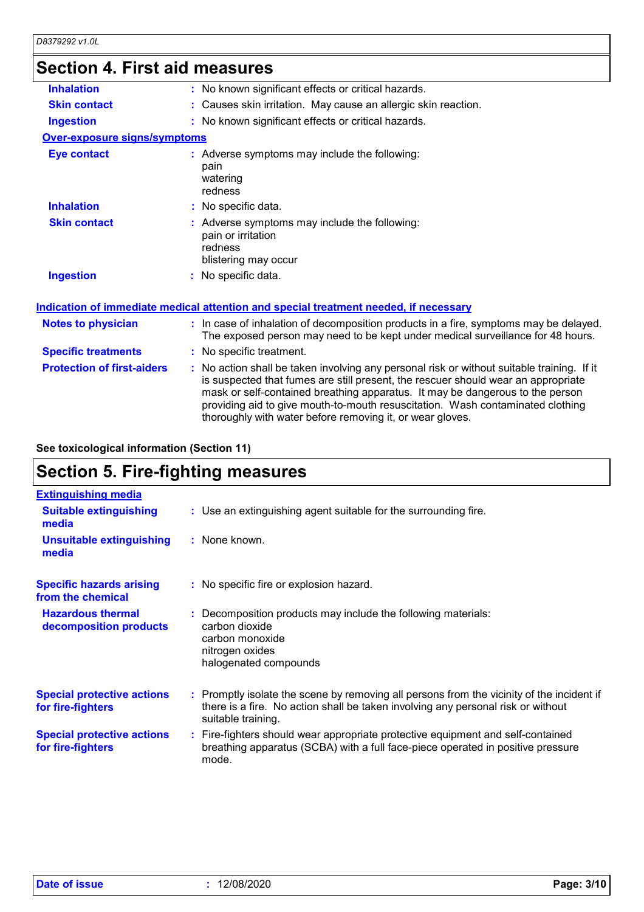## Section 4. First aid measures

| | |
|---|---|
| **Inhalation** | : No known significant effects or critical hazards. |
| **Skin contact** | : Causes skin irritation. May cause an allergic skin reaction. |
| **Ingestion** | : No known significant effects or critical hazards. |

**Over-exposure signs/symptoms**

| | |
|---|---|
| **Eye contact** | : Adverse symptoms may include the following:<br>pain<br>watering<br>redness |
| **Inhalation** | : No specific data. |
| **Skin contact** | : Adverse symptoms may include the following:<br>pain or irritation<br>redness<br>blistering may occur |
| **Ingestion** | : No specific data. |

**Indication of immediate medical attention and special treatment needed, if necessary**

| | |
|---|---|
| **Notes to physician** | : In case of inhalation of decomposition products in a fire, symptoms may be delayed. The exposed person may need to be kept under medical surveillance for 48 hours. |
| **Specific treatments** | : No specific treatment. |
| **Protection of first-aiders** | : No action shall be taken involving any personal risk or without suitable training. If it is suspected that fumes are still present, the rescuer should wear an appropriate mask or self-contained breathing apparatus. It may be dangerous to the person providing aid to give mouth-to-mouth resuscitation. Wash contaminated clothing thoroughly with water before removing it, or wear gloves. |

**See toxicological information (Section 11)**

## Section 5. Fire-fighting measures

**Extinguishing media**

| | |
|---|---|
| **Suitable extinguishing media** | : Use an extinguishing agent suitable for the surrounding fire. |
| **Unsuitable extinguishing media** | : None known. |
| **Specific hazards arising from the chemical** | : No specific fire or explosion hazard. |
| **Hazardous thermal decomposition products** | : Decomposition products may include the following materials:<br>carbon dioxide<br>carbon monoxide<br>nitrogen oxides<br>halogenated compounds |
| **Special protective actions for fire-fighters** | : Promptly isolate the scene by removing all persons from the vicinity of the incident if there is a fire. No action shall be taken involving any personal risk or without suitable training. |
| **Special protective actions for fire-fighters** | : Fire-fighters should wear appropriate protective equipment and self-contained breathing apparatus (SCBA) with a full face-piece operated in positive pressure mode. |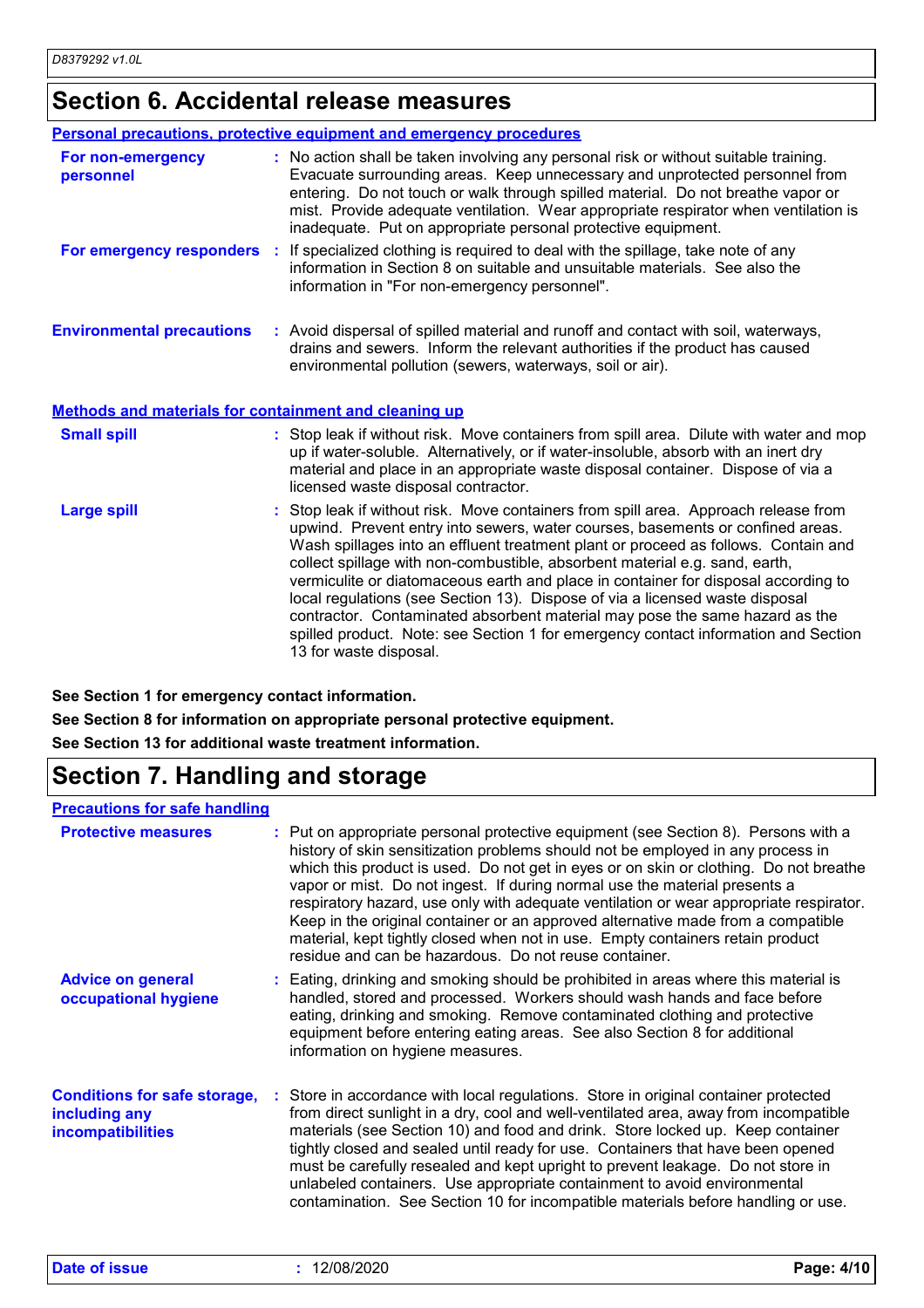## Section 6. Accidental release measures

### Personal precautions, protective equipment and emergency procedures

**For non-emergency personnel** : No action shall be taken involving any personal risk or without suitable training. Evacuate surrounding areas. Keep unnecessary and unprotected personnel from entering. Do not touch or walk through spilled material. Do not breathe vapor or mist. Provide adequate ventilation. Wear appropriate respirator when ventilation is inadequate. Put on appropriate personal protective equipment.

**For emergency responders** : If specialized clothing is required to deal with the spillage, take note of any information in Section 8 on suitable and unsuitable materials. See also the information in "For non-emergency personnel".

**Environmental precautions** : Avoid dispersal of spilled material and runoff and contact with soil, waterways, drains and sewers. Inform the relevant authorities if the product has caused environmental pollution (sewers, waterways, soil or air).

### Methods and materials for containment and cleaning up

**Small spill** : Stop leak if without risk. Move containers from spill area. Dilute with water and mop up if water-soluble. Alternatively, or if water-insoluble, absorb with an inert dry material and place in an appropriate waste disposal container. Dispose of via a licensed waste disposal contractor.

**Large spill** : Stop leak if without risk. Move containers from spill area. Approach release from upwind. Prevent entry into sewers, water courses, basements or confined areas. Wash spillages into an effluent treatment plant or proceed as follows. Contain and collect spillage with non-combustible, absorbent material e.g. sand, earth, vermiculite or diatomaceous earth and place in container for disposal according to local regulations (see Section 13). Dispose of via a licensed waste disposal contractor. Contaminated absorbent material may pose the same hazard as the spilled product. Note: see Section 1 for emergency contact information and Section 13 for waste disposal.

**See Section 1 for emergency contact information.**

**See Section 8 for information on appropriate personal protective equipment.**

**See Section 13 for additional waste treatment information.**

## Section 7. Handling and storage

### Precautions for safe handling

**Protective measures** : Put on appropriate personal protective equipment (see Section 8). Persons with a history of skin sensitization problems should not be employed in any process in which this product is used. Do not get in eyes or on skin or clothing. Do not breathe vapor or mist. Do not ingest. If during normal use the material presents a respiratory hazard, use only with adequate ventilation or wear appropriate respirator. Keep in the original container or an approved alternative made from a compatible material, kept tightly closed when not in use. Empty containers retain product residue and can be hazardous. Do not reuse container.

**Advice on general occupational hygiene** : Eating, drinking and smoking should be prohibited in areas where this material is handled, stored and processed. Workers should wash hands and face before eating, drinking and smoking. Remove contaminated clothing and protective equipment before entering eating areas. See also Section 8 for additional information on hygiene measures.

**Conditions for safe storage, including any incompatibilities** : Store in accordance with local regulations. Store in original container protected from direct sunlight in a dry, cool and well-ventilated area, away from incompatible materials (see Section 10) and food and drink. Store locked up. Keep container tightly closed and sealed until ready for use. Containers that have been opened must be carefully resealed and kept upright to prevent leakage. Do not store in unlabeled containers. Use appropriate containment to avoid environmental contamination. See Section 10 for incompatible materials before handling or use.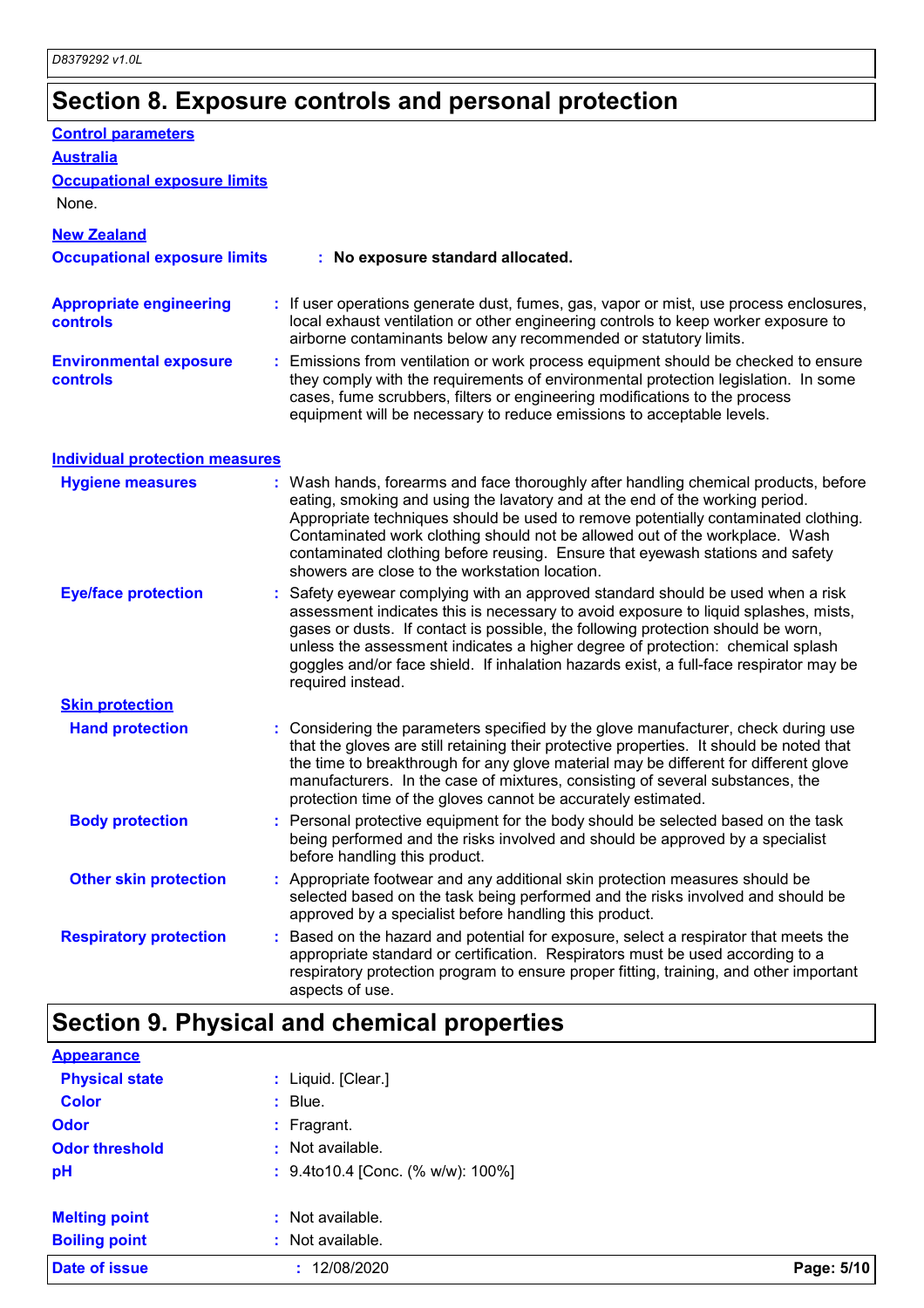# Section 8. Exposure controls and personal protection

## Control parameters

### Australia

#### Occupational exposure limits

None.

### New Zealand

**Occupational exposure limits** : **No exposure standard allocated.**

**Appropriate engineering controls** : If user operations generate dust, fumes, gas, vapor or mist, use process enclosures, local exhaust ventilation or other engineering controls to keep worker exposure to airborne contaminants below any recommended or statutory limits.

**Environmental exposure controls** : Emissions from ventilation or work process equipment should be checked to ensure they comply with the requirements of environmental protection legislation. In some cases, fume scrubbers, filters or engineering modifications to the process equipment will be necessary to reduce emissions to acceptable levels.

## Individual protection measures

**Hygiene measures** : Wash hands, forearms and face thoroughly after handling chemical products, before eating, smoking and using the lavatory and at the end of the working period. Appropriate techniques should be used to remove potentially contaminated clothing. Contaminated work clothing should not be allowed out of the workplace. Wash contaminated clothing before reusing. Ensure that eyewash stations and safety showers are close to the workstation location.

**Eye/face protection** : Safety eyewear complying with an approved standard should be used when a risk assessment indicates this is necessary to avoid exposure to liquid splashes, mists, gases or dusts. If contact is possible, the following protection should be worn, unless the assessment indicates a higher degree of protection: chemical splash goggles and/or face shield. If inhalation hazards exist, a full-face respirator may be required instead.

### Skin protection

**Hand protection** : Considering the parameters specified by the glove manufacturer, check during use that the gloves are still retaining their protective properties. It should be noted that the time to breakthrough for any glove material may be different for different glove manufacturers. In the case of mixtures, consisting of several substances, the protection time of the gloves cannot be accurately estimated.

**Body protection** : Personal protective equipment for the body should be selected based on the task being performed and the risks involved and should be approved by a specialist before handling this product.

**Other skin protection** : Appropriate footwear and any additional skin protection measures should be selected based on the task being performed and the risks involved and should be approved by a specialist before handling this product.

**Respiratory protection** : Based on the hazard and potential for exposure, select a respirator that meets the appropriate standard or certification. Respirators must be used according to a respiratory protection program to ensure proper fitting, training, and other important aspects of use.

# Section 9. Physical and chemical properties

## Appearance

**Physical state** : Liquid. [Clear.]

**Color** : Blue.

**Odor** : Fragrant.

**Odor threshold** : Not available.

**pH** : 9.4to10.4 [Conc. (% w/w): 100%]

**Melting point** : Not available.

**Boiling point** : Not available.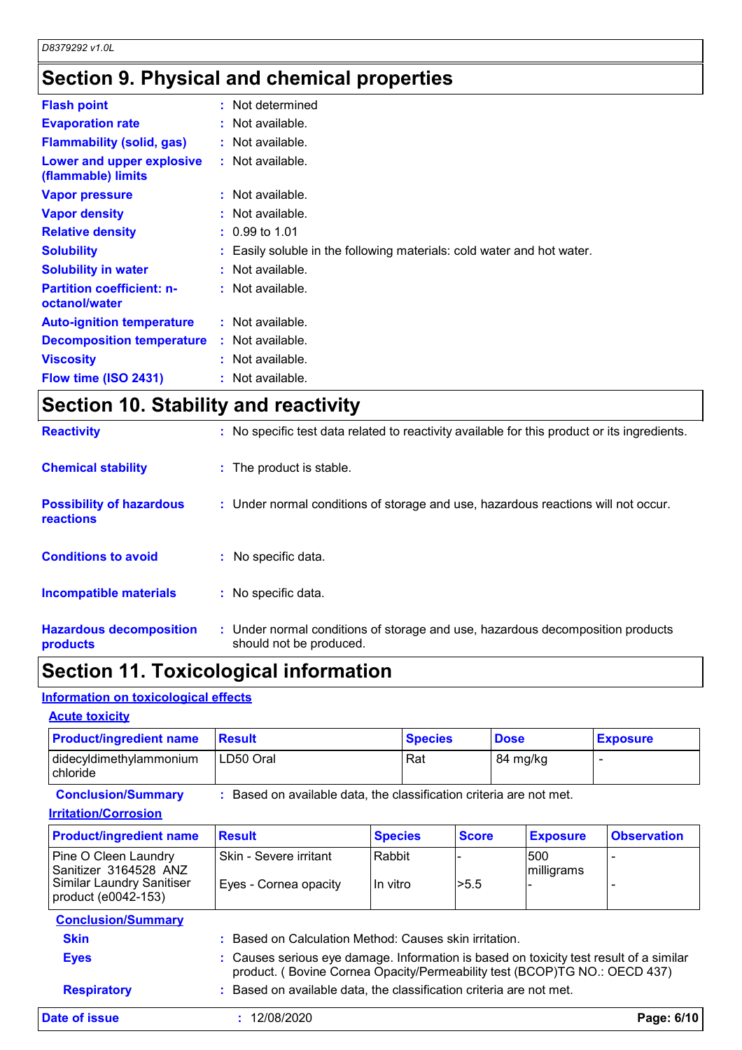## Section 9. Physical and chemical properties

| | |
|---|---|
| **Flash point** | : Not determined |
| **Evaporation rate** | : Not available. |
| **Flammability (solid, gas)** | : Not available. |
| **Lower and upper explosive (flammable) limits** | : Not available. |
| **Vapor pressure** | : Not available. |
| **Vapor density** | : Not available. |
| **Relative density** | : 0.99 to 1.01 |
| **Solubility** | : Easily soluble in the following materials: cold water and hot water. |
| **Solubility in water** | : Not available. |
| **Partition coefficient: n-octanol/water** | : Not available. |
| **Auto-ignition temperature** | : Not available. |
| **Decomposition temperature** | : Not available. |
| **Viscosity** | : Not available. |
| **Flow time (ISO 2431)** | : Not available. |

## Section 10. Stability and reactivity

| | |
|---|---|
| **Reactivity** | : No specific test data related to reactivity available for this product or its ingredients. |
| **Chemical stability** | : The product is stable. |
| **Possibility of hazardous reactions** | : Under normal conditions of storage and use, hazardous reactions will not occur. |
| **Conditions to avoid** | : No specific data. |
| **Incompatible materials** | : No specific data. |
| **Hazardous decomposition products** | : Under normal conditions of storage and use, hazardous decomposition products should not be produced. |

## Section 11. Toxicological information

### Information on toxicological effects

#### Acute toxicity

| Product/ingredient name | Result | Species | Dose | Exposure |
|---|---|---|---|---|
| didecyldimethylammonium chloride | LD50 Oral | Rat | 84 mg/kg | - |

**Conclusion/Summary** : Based on available data, the classification criteria are not met.

#### Irritation/Corrosion

| Product/ingredient name | Result | Species | Score | Exposure | Observation |
|---|---|---|---|---|---|
| Pine O Cleen Laundry Sanitizer 3164528 ANZ Similar Laundry Sanitiser product (e0042-153) | Skin - Severe irritant | Rabbit | - | 500 milligrams | - |
| | Eyes - Cornea opacity | In vitro | >5.5 | - | - |

**Conclusion/Summary**

| | |
|---|---|
| **Skin** | : Based on Calculation Method: Causes skin irritation. |
| **Eyes** | : Causes serious eye damage. Information is based on toxicity test result of a similar product. ( Bovine Cornea Opacity/Permeability test (BCOP)TG NO.: OECD 437) |
| **Respiratory** | : Based on available data, the classification criteria are not met. |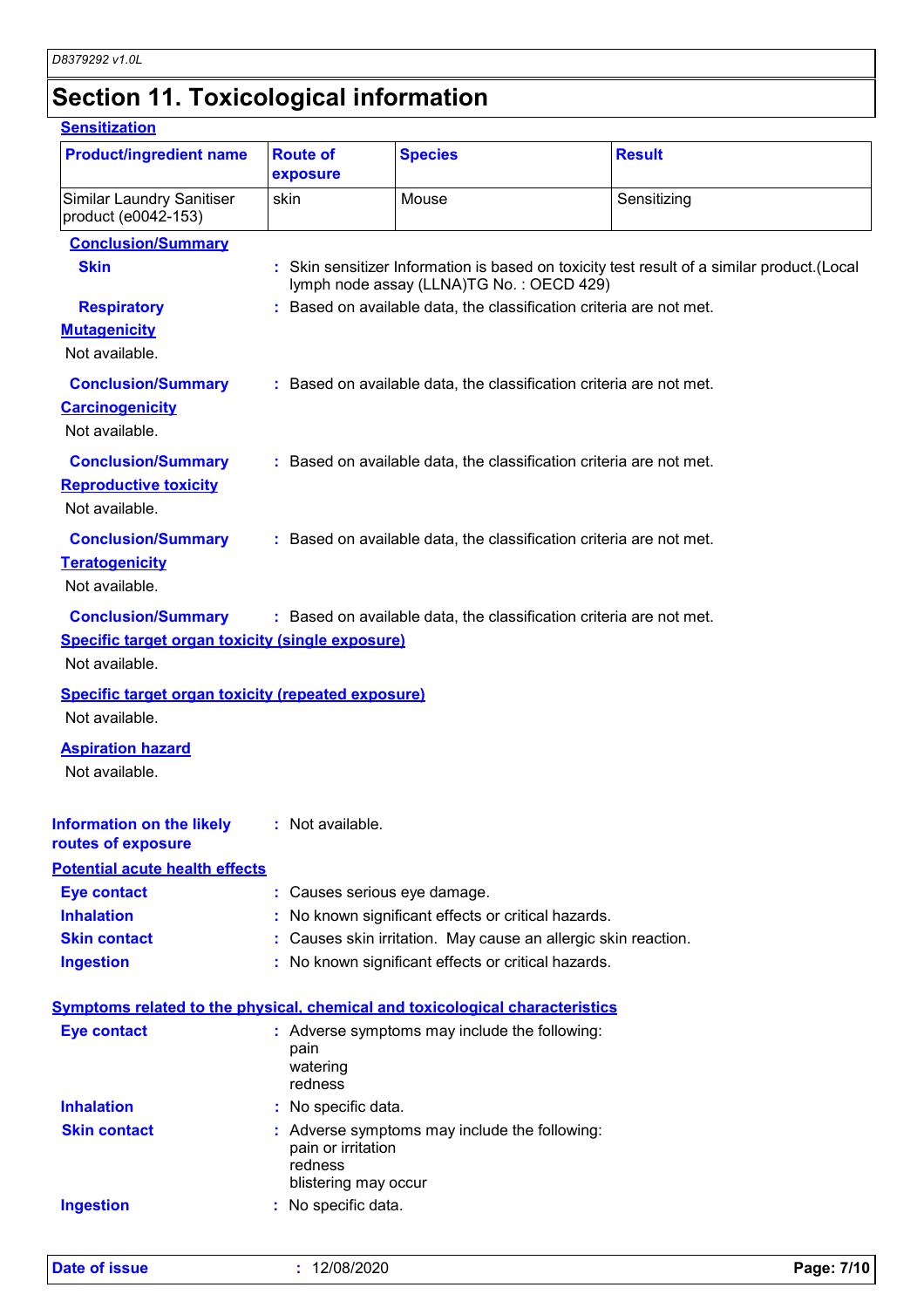# Section 11. Toxicological information

### Sensitization

| Product/ingredient name | Route of exposure | Species | Result |
|---|---|---|---|
| Similar Laundry Sanitiser product (e0042-153) | skin | Mouse | Sensitizing |

**Conclusion/Summary**

**Skin** : Skin sensitizer Information is based on toxicity test result of a similar product.(Local lymph node assay (LLNA)TG No. : OECD 429)

**Respiratory** : Based on available data, the classification criteria are not met.

### Mutagenicity

Not available.

**Conclusion/Summary** : Based on available data, the classification criteria are not met.

### Carcinogenicity

Not available.

**Conclusion/Summary** : Based on available data, the classification criteria are not met.

### Reproductive toxicity

Not available.

**Conclusion/Summary** : Based on available data, the classification criteria are not met.

### Teratogenicity

Not available.

**Conclusion/Summary** : Based on available data, the classification criteria are not met.

### Specific target organ toxicity (single exposure)

Not available.

### Specific target organ toxicity (repeated exposure)

Not available.

### Aspiration hazard

Not available.

**Information on the likely routes of exposure** : Not available.

### Potential acute health effects

**Eye contact** : Causes serious eye damage.

**Inhalation** : No known significant effects or critical hazards.

**Skin contact** : Causes skin irritation. May cause an allergic skin reaction.

**Ingestion** : No known significant effects or critical hazards.

### Symptoms related to the physical, chemical and toxicological characteristics

**Eye contact** : Adverse symptoms may include the following:
pain
watering
redness

**Inhalation** : No specific data.

**Skin contact** : Adverse symptoms may include the following:
pain or irritation
redness
blistering may occur

**Ingestion** : No specific data.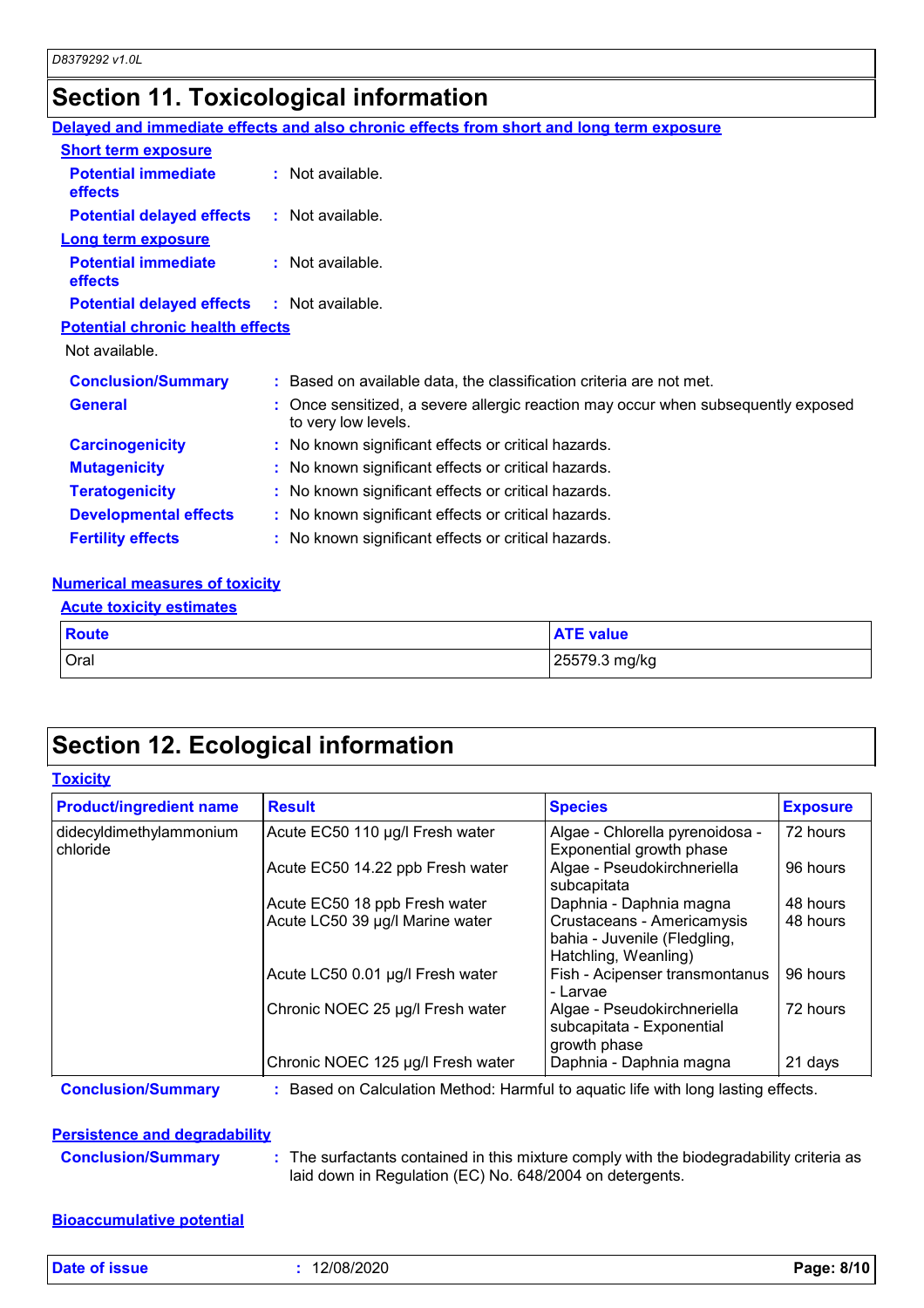# Section 11. Toxicological information

**Delayed and immediate effects and also chronic effects from short and long term exposure**

**Short term exposure**

| | |
|---|---|
| **Potential immediate effects** | : Not available. |
| **Potential delayed effects** | : Not available. |

**Long term exposure**

| | |
|---|---|
| **Potential immediate effects** | : Not available. |
| **Potential delayed effects** | : Not available. |

**Potential chronic health effects**

Not available.

| | |
|---|---|
| **Conclusion/Summary** | : Based on available data, the classification criteria are not met. |
| **General** | : Once sensitized, a severe allergic reaction may occur when subsequently exposed to very low levels. |
| **Carcinogenicity** | : No known significant effects or critical hazards. |
| **Mutagenicity** | : No known significant effects or critical hazards. |
| **Teratogenicity** | : No known significant effects or critical hazards. |
| **Developmental effects** | : No known significant effects or critical hazards. |
| **Fertility effects** | : No known significant effects or critical hazards. |

**Numerical measures of toxicity**

**Acute toxicity estimates**

| Route | ATE value |
|---|---|
| Oral | 25579.3 mg/kg |

# Section 12. Ecological information

**Toxicity**

| Product/ingredient name | Result | Species | Exposure |
|---|---|---|---|
| didecyldimethylammonium chloride | Acute EC50 110 µg/l Fresh water | Algae - Chlorella pyrenoidosa - Exponential growth phase | 72 hours |
| | Acute EC50 14.22 ppb Fresh water | Algae - Pseudokirchneriella subcapitata | 96 hours |
| | Acute EC50 18 ppb Fresh water | Daphnia - Daphnia magna | 48 hours |
| | Acute LC50 39 µg/l Marine water | Crustaceans - Americamysis bahia - Juvenile (Fledgling, Hatchling, Weanling) | 48 hours |
| | Acute LC50 0.01 µg/l Fresh water | Fish - Acipenser transmontanus - Larvae | 96 hours |
| | Chronic NOEC 25 µg/l Fresh water | Algae - Pseudokirchneriella subcapitata - Exponential growth phase | 72 hours |
| | Chronic NOEC 125 µg/l Fresh water | Daphnia - Daphnia magna | 21 days |

**Conclusion/Summary** : Based on Calculation Method: Harmful to aquatic life with long lasting effects.

**Persistence and degradability**

**Conclusion/Summary** : The surfactants contained in this mixture comply with the biodegradability criteria as laid down in Regulation (EC) No. 648/2004 on detergents.

**Bioaccumulative potential**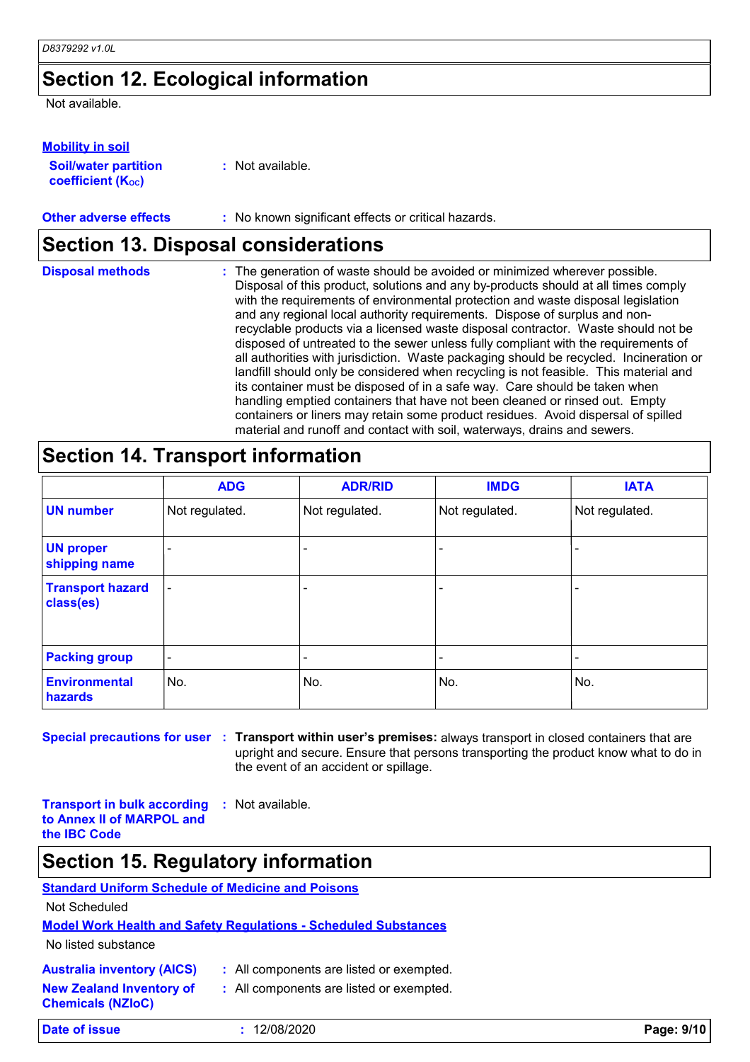## Section 12. Ecological information

Not available.

**Mobility in soil**

**Soil/water partition coefficient ($K_{OC}$)** : Not available.

**Other adverse effects** : No known significant effects or critical hazards.

## Section 13. Disposal considerations

**Disposal methods** : The generation of waste should be avoided or minimized wherever possible. Disposal of this product, solutions and any by-products should at all times comply with the requirements of environmental protection and waste disposal legislation and any regional local authority requirements. Dispose of surplus and non-recyclable products via a licensed waste disposal contractor. Waste should not be disposed of untreated to the sewer unless fully compliant with the requirements of all authorities with jurisdiction. Waste packaging should be recycled. Incineration or landfill should only be considered when recycling is not feasible. This material and its container must be disposed of in a safe way. Care should be taken when handling emptied containers that have not been cleaned or rinsed out. Empty containers or liners may retain some product residues. Avoid dispersal of spilled material and runoff and contact with soil, waterways, drains and sewers.

## Section 14. Transport information

| | ADG | ADR/RID | IMDG | IATA |
|---|---|---|---|---|
| **UN number** | Not regulated. | Not regulated. | Not regulated. | Not regulated. |
| **UN proper shipping name** | - | - | - | - |
| **Transport hazard class(es)** | - | - | - | - |
| **Packing group** | - | - | - | - |
| **Environmental hazards** | No. | No. | No. | No. |

**Special precautions for user** : **Transport within user's premises:** always transport in closed containers that are upright and secure. Ensure that persons transporting the product know what to do in the event of an accident or spillage.

**Transport in bulk according to Annex II of MARPOL and the IBC Code** : Not available.

## Section 15. Regulatory information

**Standard Uniform Schedule of Medicine and Poisons**

Not Scheduled

**Model Work Health and Safety Regulations - Scheduled Substances**

No listed substance

**Australia inventory (AICS)** : All components are listed or exempted.

**New Zealand Inventory of Chemicals (NZIoC)** : All components are listed or exempted.

**Date of issue** : 12/08/2020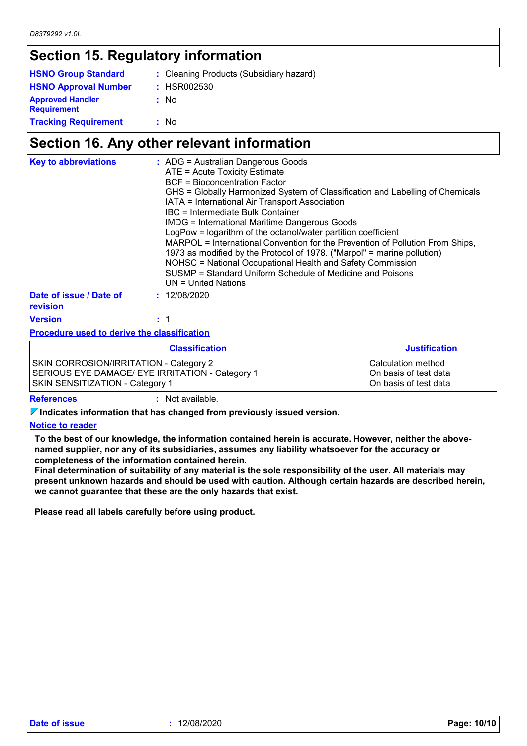## Section 15. Regulatory information

**HSNO Group Standard** : Cleaning Products (Subsidiary hazard)

**HSNO Approval Number** : HSR002530

**Approved Handler Requirement** : No

**Tracking Requirement** : No

## Section 16. Any other relevant information

**Key to abbreviations** :
ADG = Australian Dangerous Goods
ATE = Acute Toxicity Estimate
BCF = Bioconcentration Factor
GHS = Globally Harmonized System of Classification and Labelling of Chemicals
IATA = International Air Transport Association
IBC = Intermediate Bulk Container
IMDG = International Maritime Dangerous Goods
LogPow = logarithm of the octanol/water partition coefficient
MARPOL = International Convention for the Prevention of Pollution From Ships, 1973 as modified by the Protocol of 1978. ("Marpol" = marine pollution)
NOHSC = National Occupational Health and Safety Commission
SUSMP = Standard Uniform Schedule of Medicine and Poisons
UN = United Nations

**Date of issue / Date of revision** : 12/08/2020

**Version** : 1

**Procedure used to derive the classification**

| Classification | Justification |
| --- | --- |
| SKIN CORROSION/IRRITATION - Category 2 | Calculation method |
| SERIOUS EYE DAMAGE/ EYE IRRITATION - Category 1 | On basis of test data |
| SKIN SENSITIZATION - Category 1 | On basis of test data |

**References** : Not available.

**Indicates information that has changed from previously issued version.**

**Notice to reader**

**To the best of our knowledge, the information contained herein is accurate. However, neither the above-named supplier, nor any of its subsidiaries, assumes any liability whatsoever for the accuracy or completeness of the information contained herein.**
**Final determination of suitability of any material is the sole responsibility of the user. All materials may present unknown hazards and should be used with caution. Although certain hazards are described herein, we cannot guarantee that these are the only hazards that exist.**

**Please read all labels carefully before using product.**